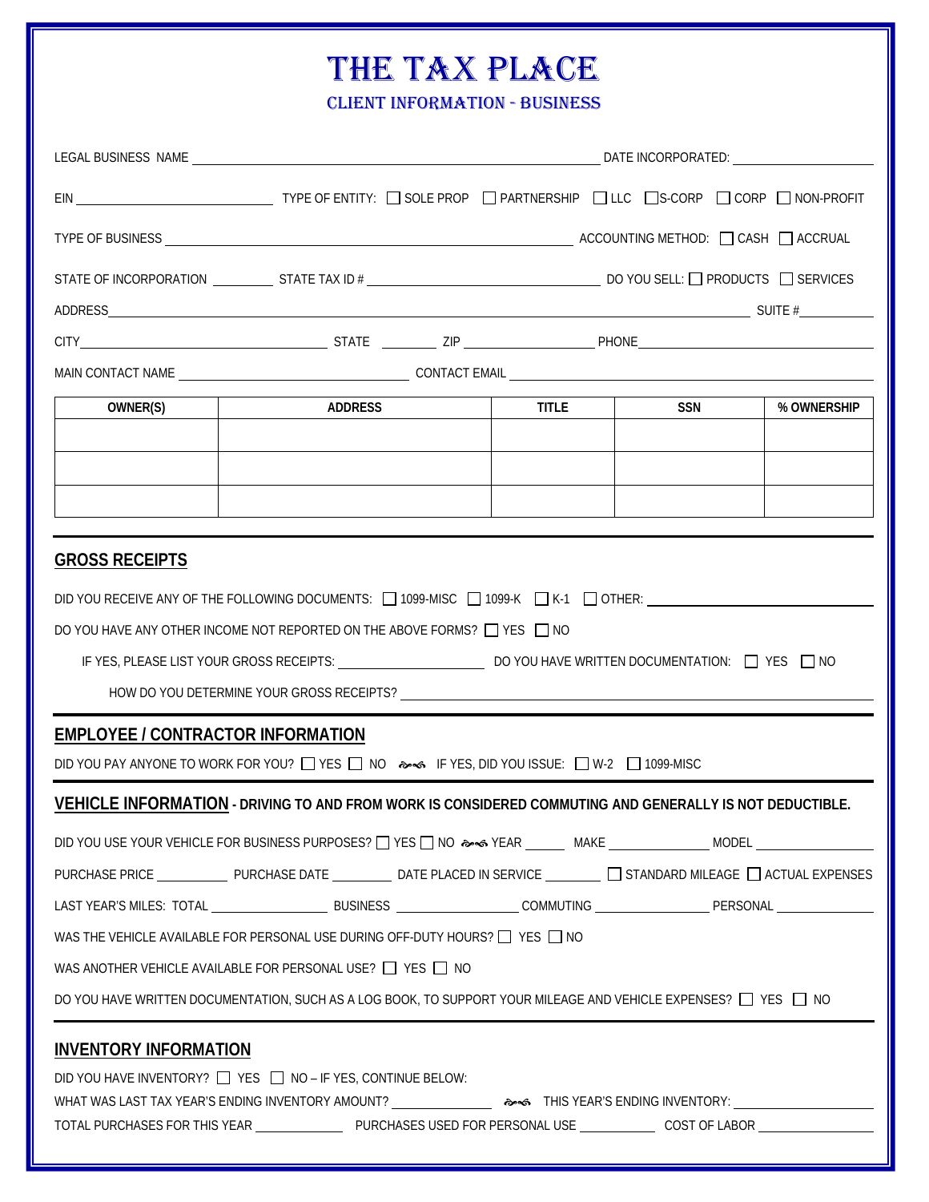# THE TAX PLACE

## CLIENT INFORMATION - BUSINESS

LEGAL BUSINESS NAME ______________________________ DATE INCORPORATED: ____________

EIN ____________________ TYPE OF ENTITY: ☐ SOLE PROP ☐ PARTNERSHIP ☐ LLC ☐ S-CORP ☐ CORP ☐ NON-PROFIT

TYPE OF BUSINESS ______________________________ ACCOUNTING METHOD: ☐ CASH ☐ ACCRUAL

STATE OF INCORPORATION ________ STATE TAX ID # ____________________ DO YOU SELL: ☐ PRODUCTS ☐ SERVICES

ADDRESS ______________________________________________ SUITE # ________

CITY ____________________ STATE ________ ZIP ____________ PHONE ____________________

MAIN CONTACT NAME ____________________ CONTACT EMAIL ______________________________

| OWNER(S) | ADDRESS | TITLE | SSN | % OWNERSHIP |
|---|---|---|---|---|
| | | | | |
| | | | | |
| | | | | |

## GROSS RECEIPTS

DID YOU RECEIVE ANY OF THE FOLLOWING DOCUMENTS: ☐ 1099-MISC ☐ 1099-K ☐ K-1 ☐ OTHER: ____________________

DO YOU HAVE ANY OTHER INCOME NOT REPORTED ON THE ABOVE FORMS? ☐ YES ☐ NO

IF YES, PLEASE LIST YOUR GROSS RECEIPTS: ______________ DO YOU HAVE WRITTEN DOCUMENTATION: ☐ YES ☐ NO

HOW DO YOU DETERMINE YOUR GROSS RECEIPTS? ______________________________

## EMPLOYEE / CONTRACTOR INFORMATION

DID YOU PAY ANYONE TO WORK FOR YOU? ☐ YES ☐ NO ❧ IF YES, DID YOU ISSUE: ☐ W-2 ☐ 1099-MISC

## VEHICLE INFORMATION - DRIVING TO AND FROM WORK IS CONSIDERED COMMUTING AND GENERALLY IS NOT DEDUCTIBLE.

DID YOU USE YOUR VEHICLE FOR BUSINESS PURPOSES? ☐ YES ☐ NO ❧ YEAR ______ MAKE ____________ MODEL ____________

PURCHASE PRICE __________ PURCHASE DATE ________ DATE PLACED IN SERVICE ________ ☐ STANDARD MILEAGE ☐ ACTUAL EXPENSES

LAST YEAR'S MILES: TOTAL ____________ BUSINESS ____________ COMMUTING ____________ PERSONAL ____________

WAS THE VEHICLE AVAILABLE FOR PERSONAL USE DURING OFF-DUTY HOURS? ☐ YES ☐ NO

WAS ANOTHER VEHICLE AVAILABLE FOR PERSONAL USE? ☐ YES ☐ NO

DO YOU HAVE WRITTEN DOCUMENTATION, SUCH AS A LOG BOOK, TO SUPPORT YOUR MILEAGE AND VEHICLE EXPENSES? ☐ YES ☐ NO

## INVENTORY INFORMATION

DID YOU HAVE INVENTORY? ☐ YES ☐ NO – IF YES, CONTINUE BELOW:

WHAT WAS LAST TAX YEAR'S ENDING INVENTORY AMOUNT? ____________ ❧ THIS YEAR'S ENDING INVENTORY: ____________

TOTAL PURCHASES FOR THIS YEAR ____________ PURCHASES USED FOR PERSONAL USE __________ COST OF LABOR ____________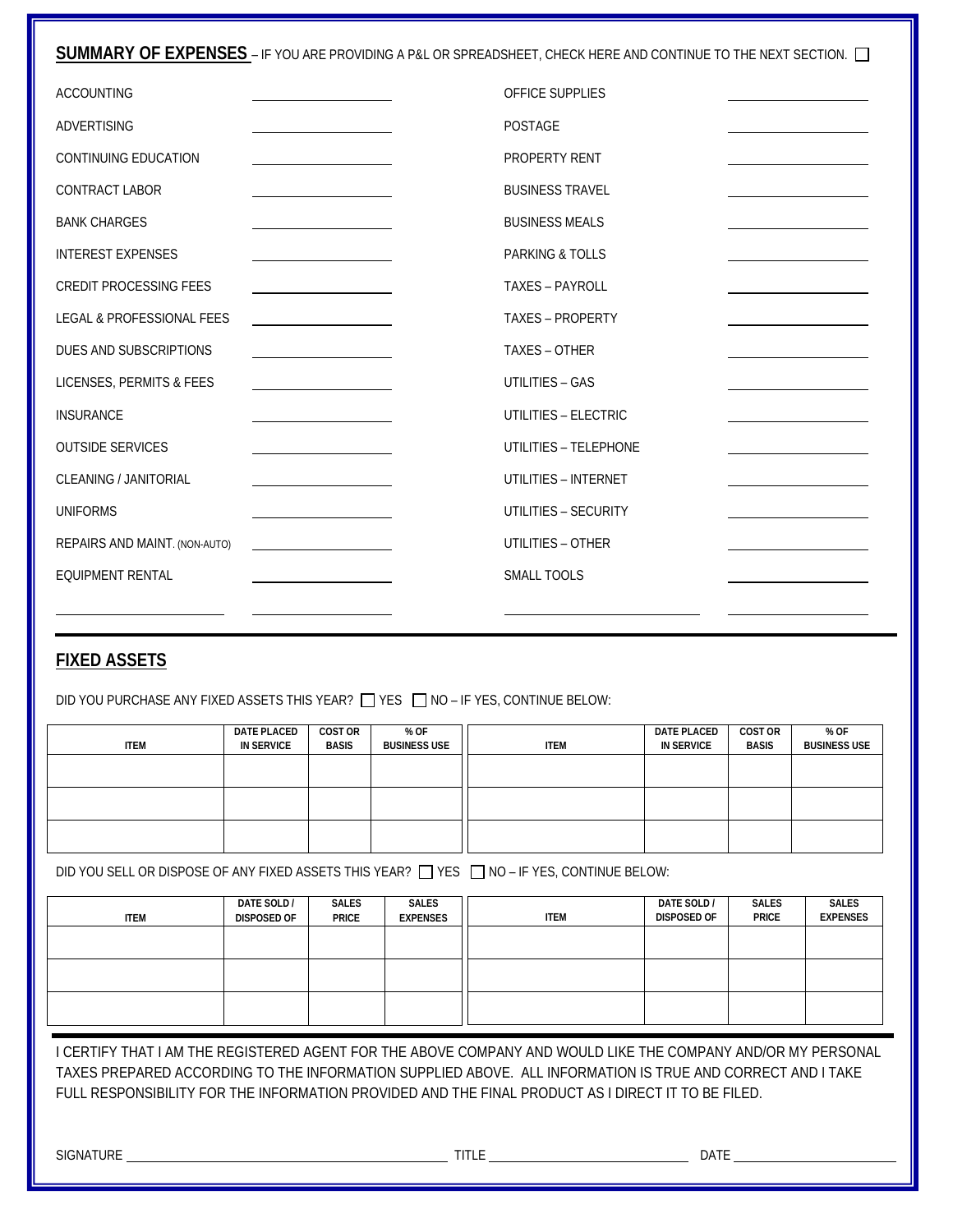## SUMMARY OF EXPENSES – IF YOU ARE PROVIDING A P&L OR SPREADSHEET, CHECK HERE AND CONTINUE TO THE NEXT SECTION. ☐

| | | | |
|---|---|---|---|
| ACCOUNTING | | OFFICE SUPPLIES | |
| ADVERTISING | | POSTAGE | |
| CONTINUING EDUCATION | | PROPERTY RENT | |
| CONTRACT LABOR | | BUSINESS TRAVEL | |
| BANK CHARGES | | BUSINESS MEALS | |
| INTEREST EXPENSES | | PARKING & TOLLS | |
| CREDIT PROCESSING FEES | | TAXES – PAYROLL | |
| LEGAL & PROFESSIONAL FEES | | TAXES – PROPERTY | |
| DUES AND SUBSCRIPTIONS | | TAXES – OTHER | |
| LICENSES, PERMITS & FEES | | UTILITIES – GAS | |
| INSURANCE | | UTILITIES – ELECTRIC | |
| OUTSIDE SERVICES | | UTILITIES – TELEPHONE | |
| CLEANING / JANITORIAL | | UTILITIES – INTERNET | |
| UNIFORMS | | UTILITIES – SECURITY | |
| REPAIRS AND MAINT. (NON-AUTO) | | UTILITIES – OTHER | |
| EQUIPMENT RENTAL | | SMALL TOOLS | |
| | | | |

## FIXED ASSETS

DID YOU PURCHASE ANY FIXED ASSETS THIS YEAR? ☐ YES ☐ NO – IF YES, CONTINUE BELOW:

| ITEM | DATE PLACED IN SERVICE | COST OR BASIS | % OF BUSINESS USE | ITEM | DATE PLACED IN SERVICE | COST OR BASIS | % OF BUSINESS USE |
|---|---|---|---|---|---|---|---|
| | | | | | | | |
| | | | | | | | |
| | | | | | | | |

DID YOU SELL OR DISPOSE OF ANY FIXED ASSETS THIS YEAR? ☐ YES ☐ NO – IF YES, CONTINUE BELOW:

| ITEM | DATE SOLD / DISPOSED OF | SALES PRICE | SALES EXPENSES | ITEM | DATE SOLD / DISPOSED OF | SALES PRICE | SALES EXPENSES |
|---|---|---|---|---|---|---|---|
| | | | | | | | |
| | | | | | | | |
| | | | | | | | |

I CERTIFY THAT I AM THE REGISTERED AGENT FOR THE ABOVE COMPANY AND WOULD LIKE THE COMPANY AND/OR MY PERSONAL TAXES PREPARED ACCORDING TO THE INFORMATION SUPPLIED ABOVE. ALL INFORMATION IS TRUE AND CORRECT AND I TAKE FULL RESPONSIBILITY FOR THE INFORMATION PROVIDED AND THE FINAL PRODUCT AS I DIRECT IT TO BE FILED.

SIGNATURE ____________________ TITLE ____________________ DATE ____________________